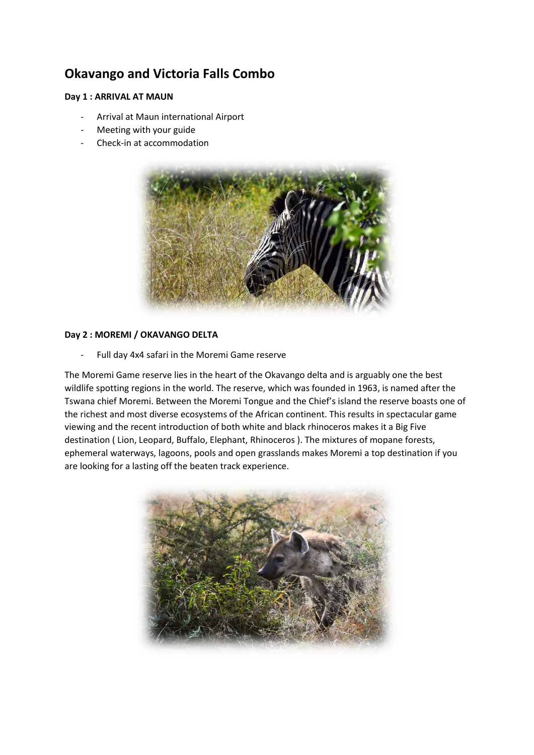# Okavango and Victoria Falls Combo

**Day 1 : ARRIVAL AT MAUN**

- Arrival at Maun international Airport
- Meeting with your guide
- Check-in at accommodation

**Day 2 : MOREMI / OKAVANGO DELTA**

- Full day 4x4 safari in the Moremi Game reserve

The Moremi Game reserve lies in the heart of the Okavango delta and is arguably one the best wildlife spotting regions in the world. The reserve, which was founded in 1963, is named after the Tswana chief Moremi. Between the Moremi Tongue and the Chief's island the reserve boasts one of the richest and most diverse ecosystems of the African continent. This results in spectacular game viewing and the recent introduction of both white and black rhinoceros makes it a Big Five destination ( Lion, Leopard, Buffalo, Elephant, Rhinoceros ). The mixtures of mopane forests, ephemeral waterways, lagoons, pools and open grasslands makes Moremi a top destination if you are looking for a lasting off the beaten track experience.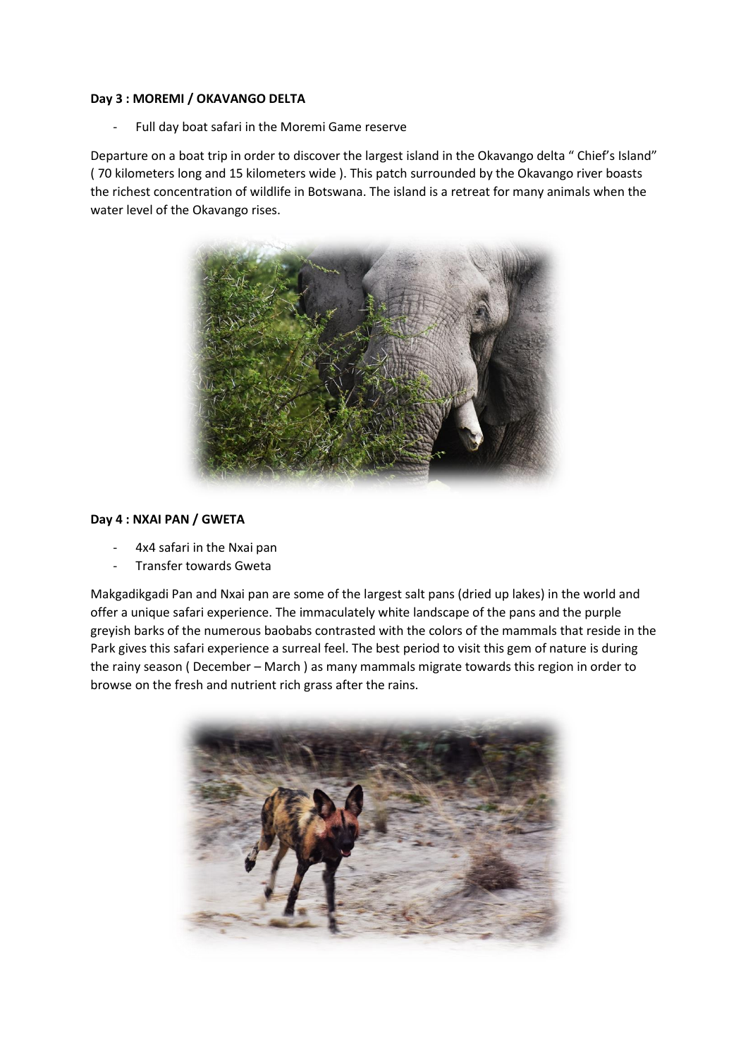**Day 3 : MOREMI / OKAVANGO DELTA**

- Full day boat safari in the Moremi Game reserve

Departure on a boat trip in order to discover the largest island in the Okavango delta " Chief's Island" ( 70 kilometers long and 15 kilometers wide ). This patch surrounded by the Okavango river boasts the richest concentration of wildlife in Botswana. The island is a retreat for many animals when the water level of the Okavango rises.

**Day 4 : NXAI PAN / GWETA**

- 4x4 safari in the Nxai pan
- Transfer towards Gweta

Makgadikgadi Pan and Nxai pan are some of the largest salt pans (dried up lakes) in the world and offer a unique safari experience. The immaculately white landscape of the pans and the purple greyish barks of the numerous baobabs contrasted with the colors of the mammals that reside in the Park gives this safari experience a surreal feel. The best period to visit this gem of nature is during the rainy season ( December – March ) as many mammals migrate towards this region in order to browse on the fresh and nutrient rich grass after the rains.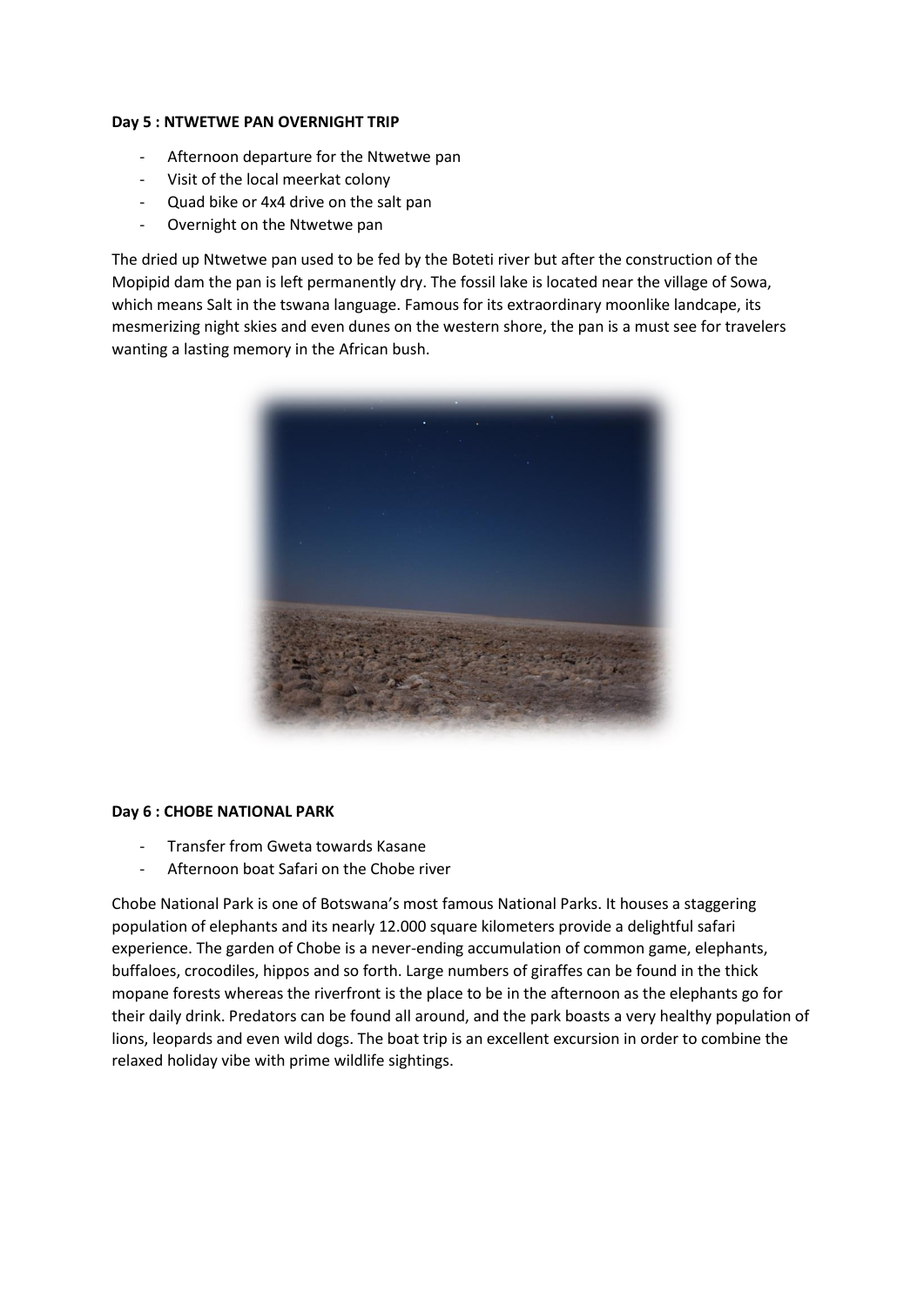**Day 5 : NTWETWE PAN OVERNIGHT TRIP**

- Afternoon departure for the Ntwetwe pan
- Visit of the local meerkat colony
- Quad bike or 4x4 drive on the salt pan
- Overnight on the Ntwetwe pan

The dried up Ntwetwe pan used to be fed by the Boteti river but after the construction of the Mopipid dam the pan is left permanently dry. The fossil lake is located near the village of Sowa, which means Salt in the tswana language. Famous for its extraordinary moonlike landcape, its mesmerizing night skies and even dunes on the western shore, the pan is a must see for travelers wanting a lasting memory in the African bush.

**Day 6 : CHOBE NATIONAL PARK**

- Transfer from Gweta towards Kasane
- Afternoon boat Safari on the Chobe river

Chobe National Park is one of Botswana's most famous National Parks. It houses a staggering population of elephants and its nearly 12.000 square kilometers provide a delightful safari experience. The garden of Chobe is a never-ending accumulation of common game, elephants, buffaloes, crocodiles, hippos and so forth. Large numbers of giraffes can be found in the thick mopane forests whereas the riverfront is the place to be in the afternoon as the elephants go for their daily drink. Predators can be found all around, and the park boasts a very healthy population of lions, leopards and even wild dogs. The boat trip is an excellent excursion in order to combine the relaxed holiday vibe with prime wildlife sightings.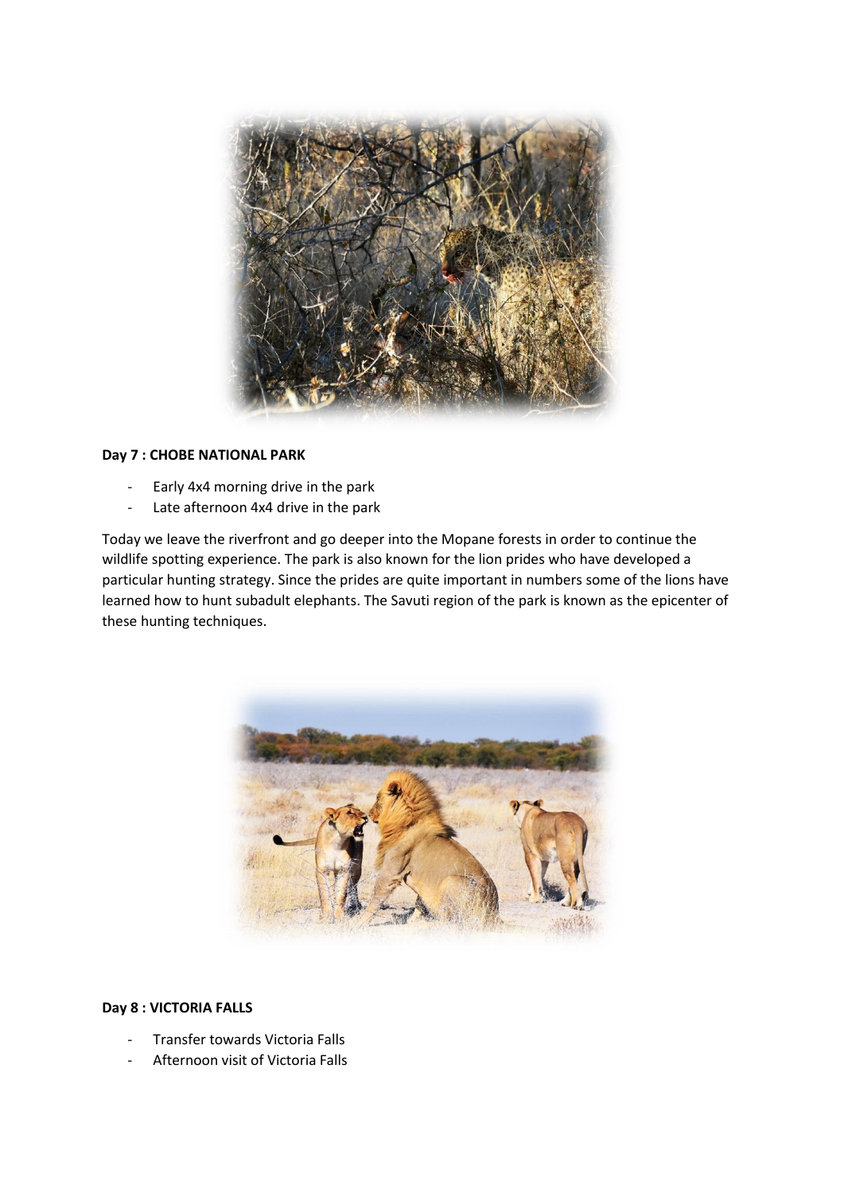**Day 7 : CHOBE NATIONAL PARK**

- Early 4x4 morning drive in the park
- Late afternoon 4x4 drive in the park

Today we leave the riverfront and go deeper into the Mopane forests in order to continue the wildlife spotting experience. The park is also known for the lion prides who have developed a particular hunting strategy. Since the prides are quite important in numbers some of the lions have learned how to hunt subadult elephants. The Savuti region of the park is known as the epicenter of these hunting techniques.

**Day 8 : VICTORIA FALLS**

- Transfer towards Victoria Falls
- Afternoon visit of Victoria Falls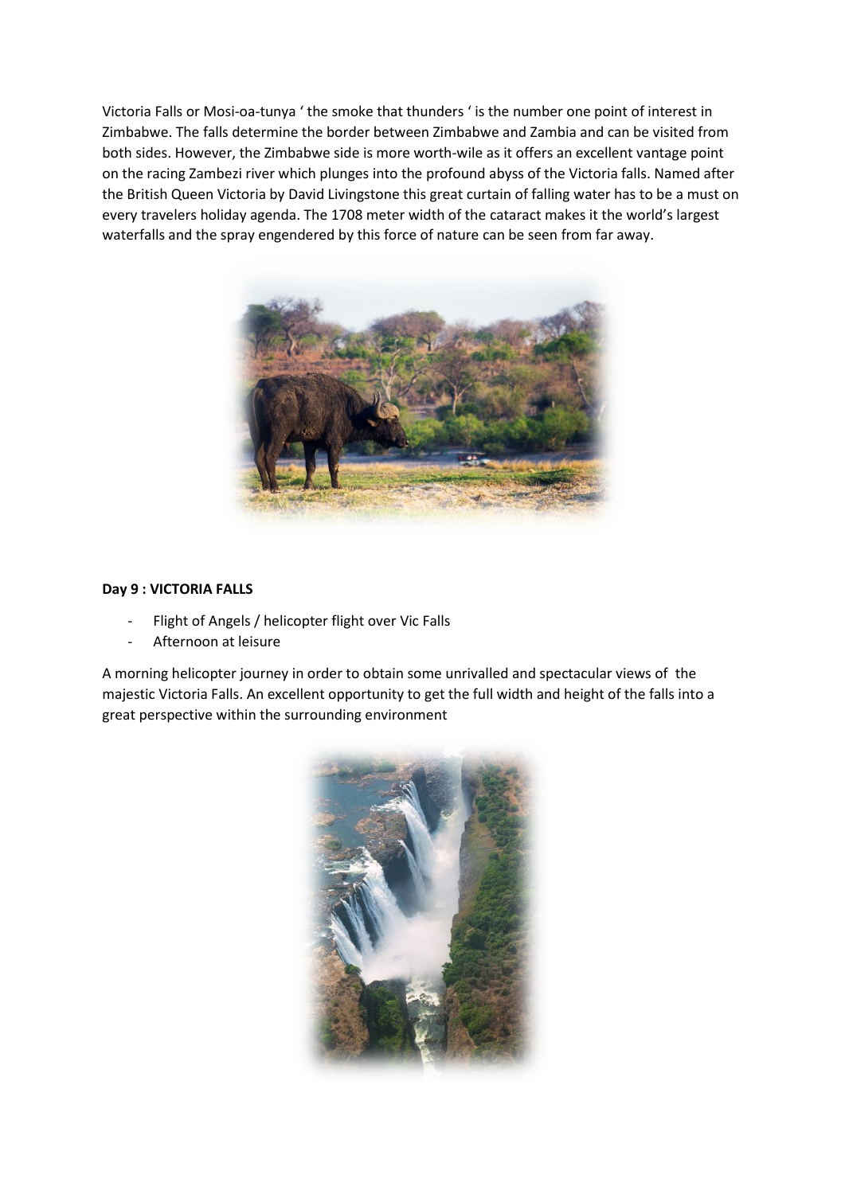Victoria Falls or Mosi-oa-tunya ' the smoke that thunders ' is the number one point of interest in Zimbabwe. The falls determine the border between Zimbabwe and Zambia and can be visited from both sides. However, the Zimbabwe side is more worth-wile as it offers an excellent vantage point on the racing Zambezi river which plunges into the profound abyss of the Victoria falls. Named after the British Queen Victoria by David Livingstone this great curtain of falling water has to be a must on every travelers holiday agenda. The 1708 meter width of the cataract makes it the world's largest waterfalls and the spray engendered by this force of nature can be seen from far away.

**Day 9 : VICTORIA FALLS**

- Flight of Angels / helicopter flight over Vic Falls
- Afternoon at leisure

A morning helicopter journey in order to obtain some unrivalled and spectacular views of the majestic Victoria Falls. An excellent opportunity to get the full width and height of the falls into a great perspective within the surrounding environment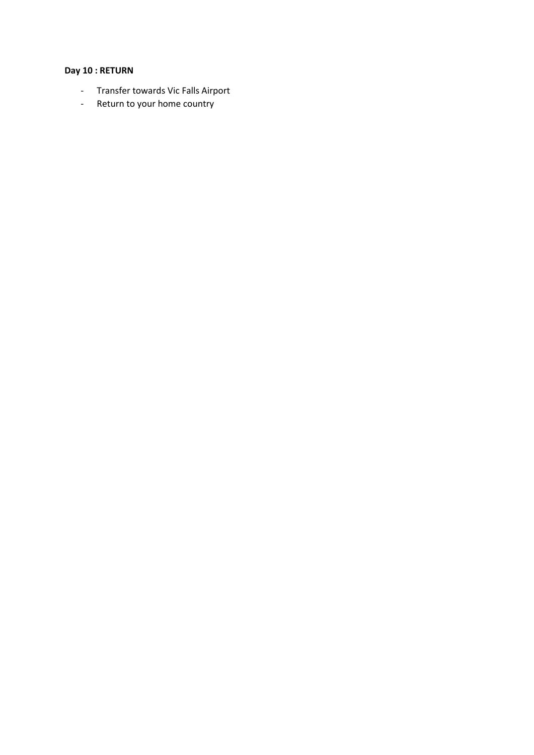**Day 10 : RETURN**

- Transfer towards Vic Falls Airport
- Return to your home country